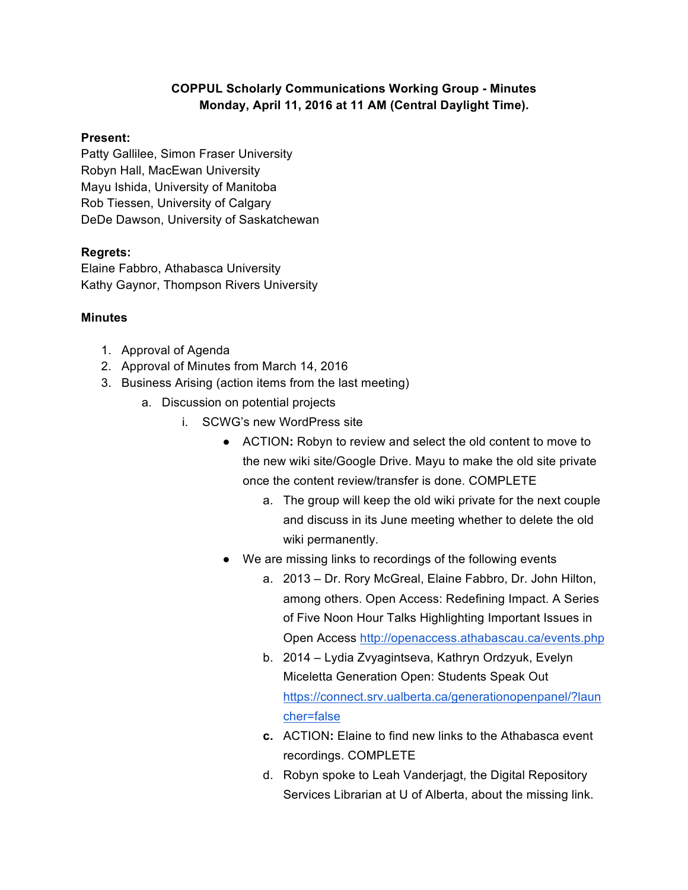**COPPUL Scholarly Communications Working Group - Minutes**
**Monday, April 11, 2016 at 11 AM (Central Daylight Time).**

**Present:**
Patty Gallilee, Simon Fraser University
Robyn Hall, MacEwan University
Mayu Ishida, University of Manitoba
Rob Tiessen, University of Calgary
DeDe Dawson, University of Saskatchewan

**Regrets:**
Elaine Fabbro, Athabasca University
Kathy Gaynor, Thompson Rivers University

**Minutes**

1. Approval of Agenda
2. Approval of Minutes from March 14, 2016
3. Business Arising (action items from the last meeting)
    a. Discussion on potential projects
        i. SCWG's new WordPress site
            - ACTION**:** Robyn to review and select the old content to move to the new wiki site/Google Drive. Mayu to make the old site private once the content review/transfer is done. COMPLETE
                a. The group will keep the old wiki private for the next couple and discuss in its June meeting whether to delete the old wiki permanently.
            - We are missing links to recordings of the following events
                a. 2013 – Dr. Rory McGreal, Elaine Fabbro, Dr. John Hilton, among others. Open Access: Redefining Impact. A Series of Five Noon Hour Talks Highlighting Important Issues in Open Access http://openaccess.athabascau.ca/events.php
                b. 2014 – Lydia Zvyagintseva, Kathryn Ordzyuk, Evelyn Miceletta Generation Open: Students Speak Out https://connect.srv.ualberta.ca/generationopenpanel/?launcher=false
                **c.** ACTION**:** Elaine to find new links to the Athabasca event recordings. COMPLETE
                d. Robyn spoke to Leah Vanderjagt, the Digital Repository Services Librarian at U of Alberta, about the missing link.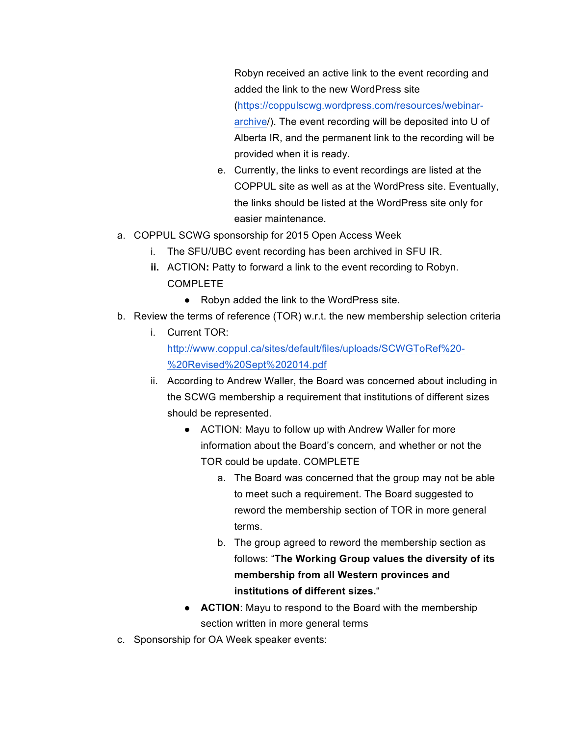Robyn received an active link to the event recording and added the link to the new WordPress site ([https://coppulscwg.wordpress.com/resources/webinar-archive/](https://coppulscwg.wordpress.com/resources/webinar-archive/)). The event recording will be deposited into U of Alberta IR, and the permanent link to the recording will be provided when it is ready.

    e. Currently, the links to event recordings are listed at the COPPUL site as well as at the WordPress site. Eventually, the links should be listed at the WordPress site only for easier maintenance.

a. COPPUL SCWG sponsorship for 2015 Open Access Week
    i. The SFU/UBC event recording has been archived in SFU IR.
    **ii.** ACTION**:** Patty to forward a link to the event recording to Robyn. COMPLETE
        - Robyn added the link to the WordPress site.

b. Review the terms of reference (TOR) w.r.t. the new membership selection criteria
    i. Current TOR: [http://www.coppul.ca/sites/default/files/uploads/SCWGToRef%20-%20Revised%20Sept%202014.pdf](http://www.coppul.ca/sites/default/files/uploads/SCWGToRef%20-%20Revised%20Sept%202014.pdf)
    ii. According to Andrew Waller, the Board was concerned about including in the SCWG membership a requirement that institutions of different sizes should be represented.
        - ACTION: Mayu to follow up with Andrew Waller for more information about the Board's concern, and whether or not the TOR could be update. COMPLETE
            a. The Board was concerned that the group may not be able to meet such a requirement. The Board suggested to reword the membership section of TOR in more general terms.
            b. The group agreed to reword the membership section as follows: "**The Working Group values the diversity of its membership from all Western provinces and institutions of different sizes.**"
        - **ACTION**: Mayu to respond to the Board with the membership section written in more general terms

c. Sponsorship for OA Week speaker events: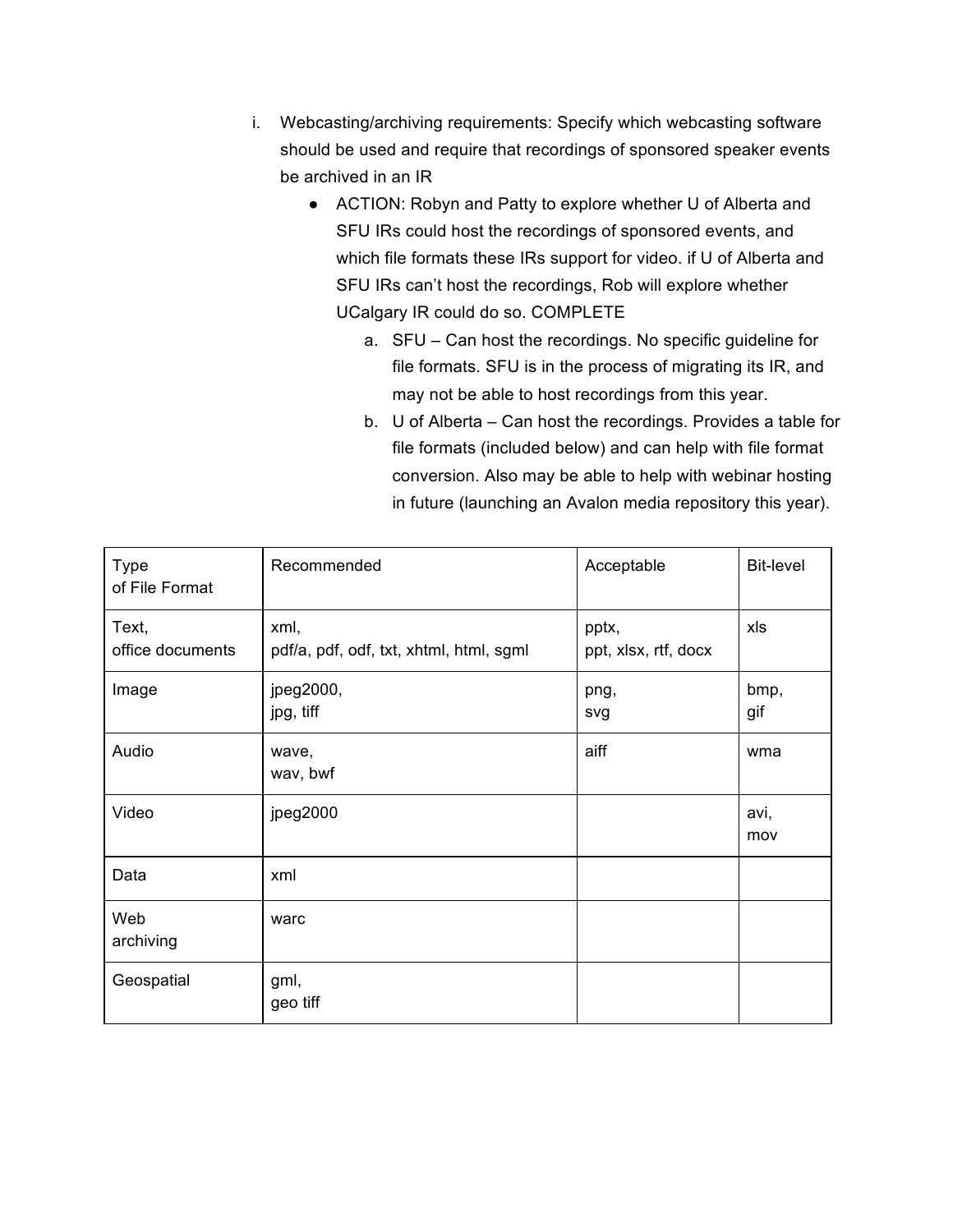i. Webcasting/archiving requirements: Specify which webcasting software should be used and require that recordings of sponsored speaker events be archived in an IR
    - ACTION: Robyn and Patty to explore whether U of Alberta and SFU IRs could host the recordings of sponsored events, and which file formats these IRs support for video. if U of Alberta and SFU IRs can't host the recordings, Rob will explore whether UCalgary IR could do so. COMPLETE
        a. SFU – Can host the recordings. No specific guideline for file formats. SFU is in the process of migrating its IR, and may not be able to host recordings from this year.
        b. U of Alberta – Can host the recordings. Provides a table for file formats (included below) and can help with file format conversion. Also may be able to help with webinar hosting in future (launching an Avalon media repository this year).

| Type of File Format | Recommended | Acceptable | Bit-level |
|---|---|---|---|
| Text, office documents | xml, pdf/a, pdf, odf, txt, xhtml, html, sgml | pptx, ppt, xlsx, rtf, docx | xls |
| Image | jpeg2000, jpg, tiff | png, svg | bmp, gif |
| Audio | wave, wav, bwf | aiff | wma |
| Video | jpeg2000 | | avi, mov |
| Data | xml | | |
| Web archiving | warc | | |
| Geospatial | gml, geo tiff | | |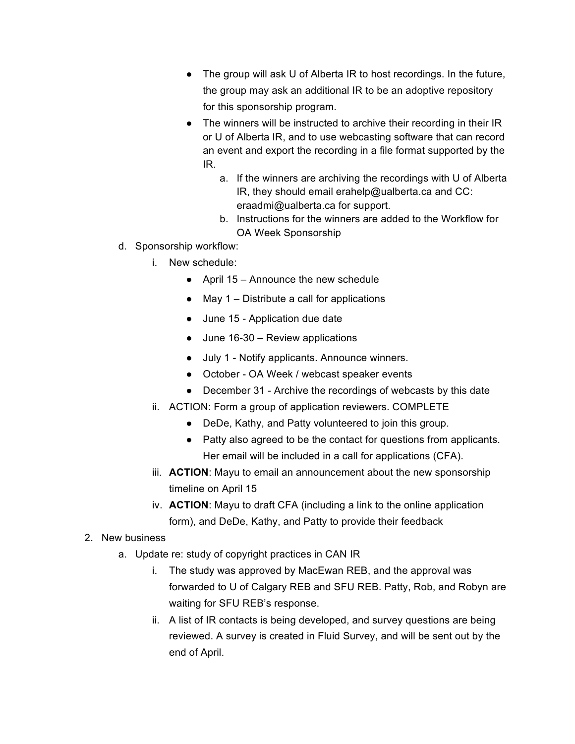- The group will ask U of Alberta IR to host recordings. In the future, the group may ask an additional IR to be an adoptive repository for this sponsorship program.
- The winners will be instructed to archive their recording in their IR or U of Alberta IR, and to use webcasting software that can record an event and export the recording in a file format supported by the IR.
    a. If the winners are archiving the recordings with U of Alberta IR, they should email erahelp@ualberta.ca and CC: eraadmi@ualberta.ca for support.
    b. Instructions for the winners are added to the Workflow for OA Week Sponsorship

d. Sponsorship workflow:
    i. New schedule:
        - April 15 – Announce the new schedule
        - May 1 – Distribute a call for applications
        - June 15 - Application due date
        - June 16-30 – Review applications
        - July 1 - Notify applicants. Announce winners.
        - October - OA Week / webcast speaker events
        - December 31 - Archive the recordings of webcasts by this date
    ii. ACTION: Form a group of application reviewers. COMPLETE
        - DeDe, Kathy, and Patty volunteered to join this group.
        - Patty also agreed to be the contact for questions from applicants. Her email will be included in a call for applications (CFA).
    iii. **ACTION**: Mayu to email an announcement about the new sponsorship timeline on April 15
    iv. **ACTION**: Mayu to draft CFA (including a link to the online application form), and DeDe, Kathy, and Patty to provide their feedback

2. New business
    a. Update re: study of copyright practices in CAN IR
        i. The study was approved by MacEwan REB, and the approval was forwarded to U of Calgary REB and SFU REB. Patty, Rob, and Robyn are waiting for SFU REB's response.
        ii. A list of IR contacts is being developed, and survey questions are being reviewed. A survey is created in Fluid Survey, and will be sent out by the end of April.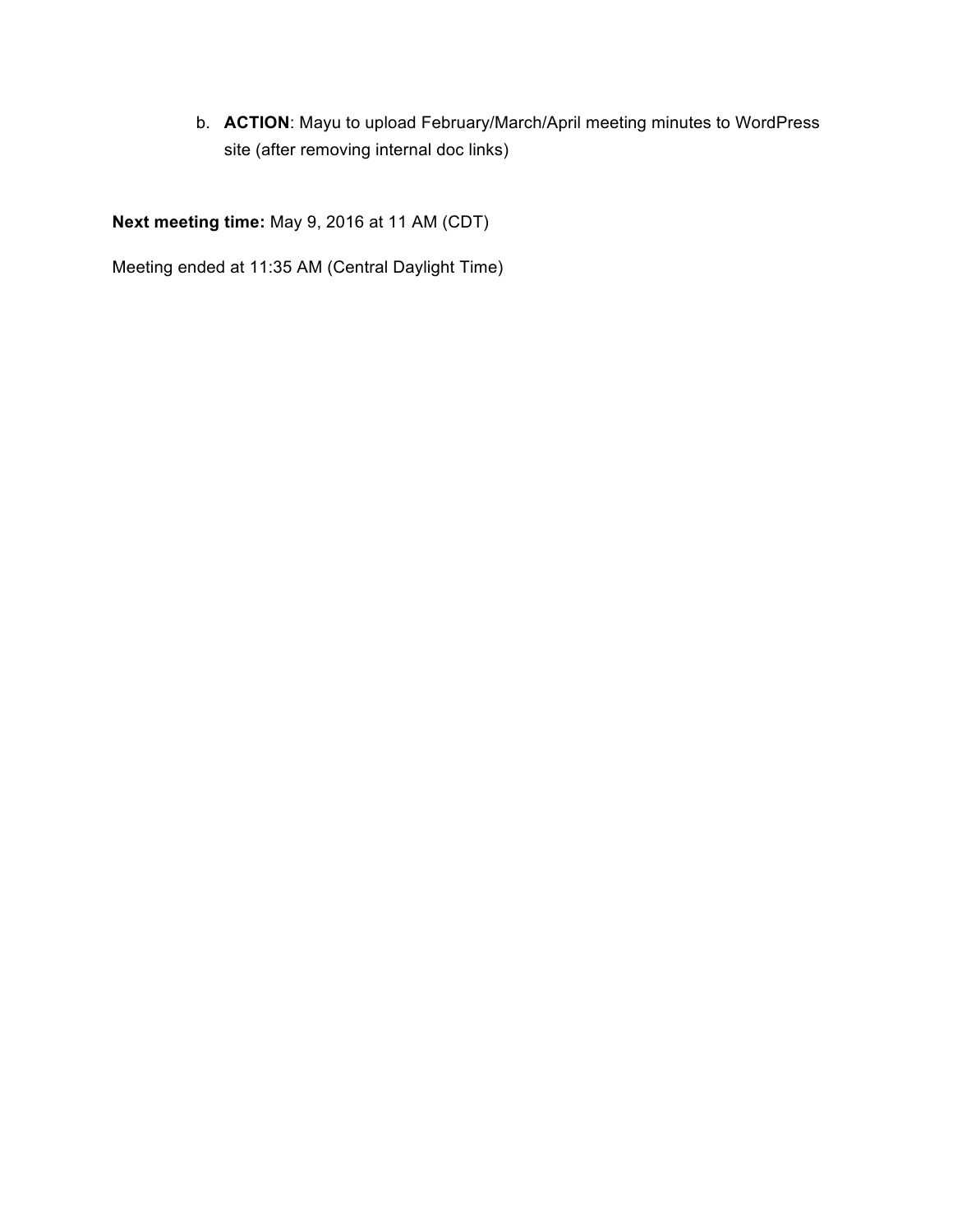b. **ACTION**: Mayu to upload February/March/April meeting minutes to WordPress site (after removing internal doc links)

**Next meeting time:** May 9, 2016 at 11 AM (CDT)

Meeting ended at 11:35 AM (Central Daylight Time)